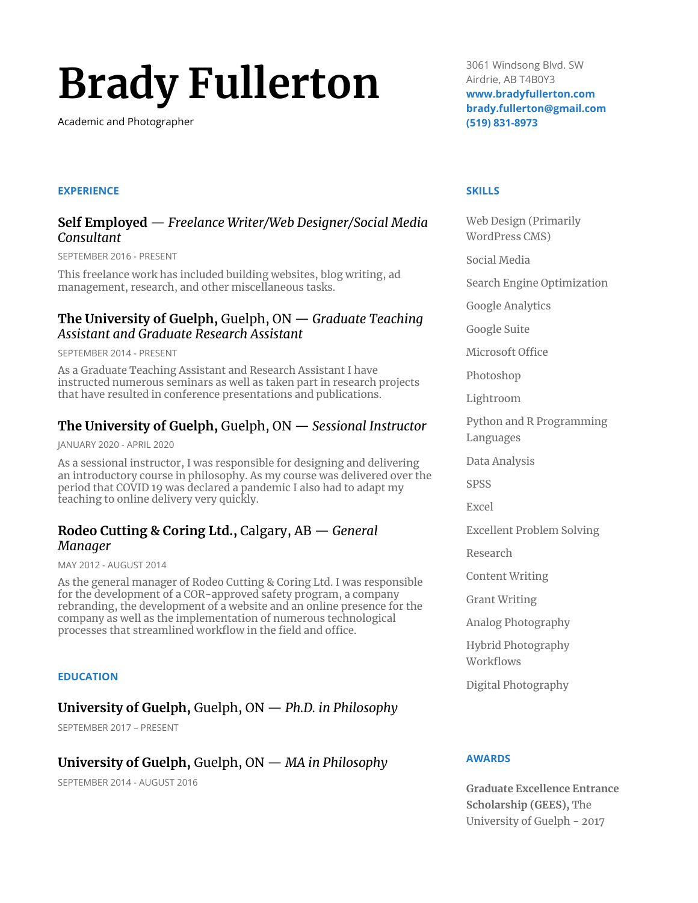# Brady Fullerton

Academic and Photographer

3061 Windsong Blvd. SW
Airdrie, AB T4B0Y3
**www.bradyfullerton.com**
**brady.fullerton@gmail.com**
**(519) 831-8973**

## EXPERIENCE

### **Self Employed** — *Freelance Writer/Web Designer/Social Media Consultant*

SEPTEMBER 2016 - PRESENT

This freelance work has included building websites, blog writing, ad management, research, and other miscellaneous tasks.

### **The University of Guelph,** Guelph, ON — *Graduate Teaching Assistant and Graduate Research Assistant*

SEPTEMBER 2014 - PRESENT

As a Graduate Teaching Assistant and Research Assistant I have instructed numerous seminars as well as taken part in research projects that have resulted in conference presentations and publications.

### **The University of Guelph,** Guelph, ON — *Sessional Instructor*

JANUARY 2020 - APRIL 2020

As a sessional instructor, I was responsible for designing and delivering an introductory course in philosophy. As my course was delivered over the period that COVID 19 was declared a pandemic I also had to adapt my teaching to online delivery very quickly.

### **Rodeo Cutting & Coring Ltd.,** Calgary, AB — *General Manager*

MAY 2012 - AUGUST 2014

As the general manager of Rodeo Cutting & Coring Ltd. I was responsible for the development of a COR-approved safety program, a company rebranding, the development of a website and an online presence for the company as well as the implementation of numerous technological processes that streamlined workflow in the field and office.

## EDUCATION

### **University of Guelph,** Guelph, ON — *Ph.D. in Philosophy*

SEPTEMBER 2017 – PRESENT

### **University of Guelph,** Guelph, ON — *MA in Philosophy*

SEPTEMBER 2014 - AUGUST 2016

## SKILLS

- Web Design (Primarily WordPress CMS)
- Social Media
- Search Engine Optimization
- Google Analytics
- Google Suite
- Microsoft Office
- Photoshop
- Lightroom
- Python and R Programming Languages
- Data Analysis
- SPSS
- Excel
- Excellent Problem Solving
- Research
- Content Writing
- Grant Writing
- Analog Photography
- Hybrid Photography Workflows
- Digital Photography

## AWARDS

**Graduate Excellence Entrance Scholarship (GEES),** The University of Guelph - 2017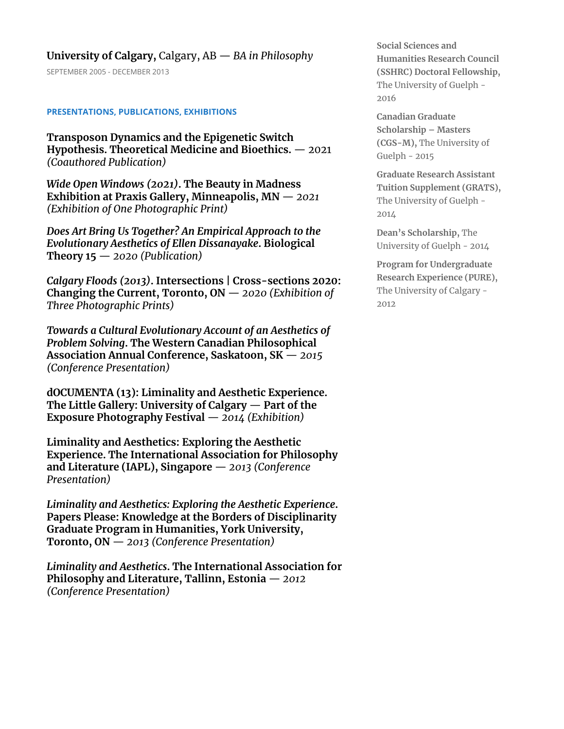**University of Calgary,** Calgary, AB — *BA in Philosophy*

SEPTEMBER 2005 - DECEMBER 2013

## PRESENTATIONS, PUBLICATIONS, EXHIBITIONS

**Transposon Dynamics and the Epigenetic Switch Hypothesis. Theoretical Medicine and Bioethics.** — 2021 *(Coauthored Publication)*

***Wide Open Windows (2021)*. The Beauty in Madness Exhibition at Praxis Gallery, Minneapolis, MN** — *2021 (Exhibition of One Photographic Print)*

***Does Art Bring Us Together? An Empirical Approach to the Evolutionary Aesthetics of Ellen Dissanayake*. Biological Theory 15** — *2020 (Publication)*

***Calgary Floods (2013)*. Intersections | Cross-sections 2020: Changing the Current, Toronto, ON** — *2020 (Exhibition of Three Photographic Prints)*

***Towards a Cultural Evolutionary Account of an Aesthetics of Problem Solving*. The Western Canadian Philosophical Association Annual Conference, Saskatoon, SK** — *2015 (Conference Presentation)*

**dOCUMENTA (13): Liminality and Aesthetic Experience. The Little Gallery: University of Calgary — Part of the Exposure Photography Festival** — *2014 (Exhibition)*

**Liminality and Aesthetics: Exploring the Aesthetic Experience. The International Association for Philosophy and Literature (IAPL), Singapore** — *2013 (Conference Presentation)*

***Liminality and Aesthetics: Exploring the Aesthetic Experience*. Papers Please: Knowledge at the Borders of Disciplinarity Graduate Program in Humanities, York University, Toronto, ON** — *2013 (Conference Presentation)*

***Liminality and Aesthetics*. The International Association for Philosophy and Literature, Tallinn, Estonia** — *2012 (Conference Presentation)*

**Social Sciences and Humanities Research Council (SSHRC) Doctoral Fellowship,** The University of Guelph - 2016

**Canadian Graduate Scholarship – Masters (CGS-M),** The University of Guelph - 2015

**Graduate Research Assistant Tuition Supplement (GRATS),** The University of Guelph - 2014

**Dean's Scholarship,** The University of Guelph - 2014

**Program for Undergraduate Research Experience (PURE),** The University of Calgary - 2012